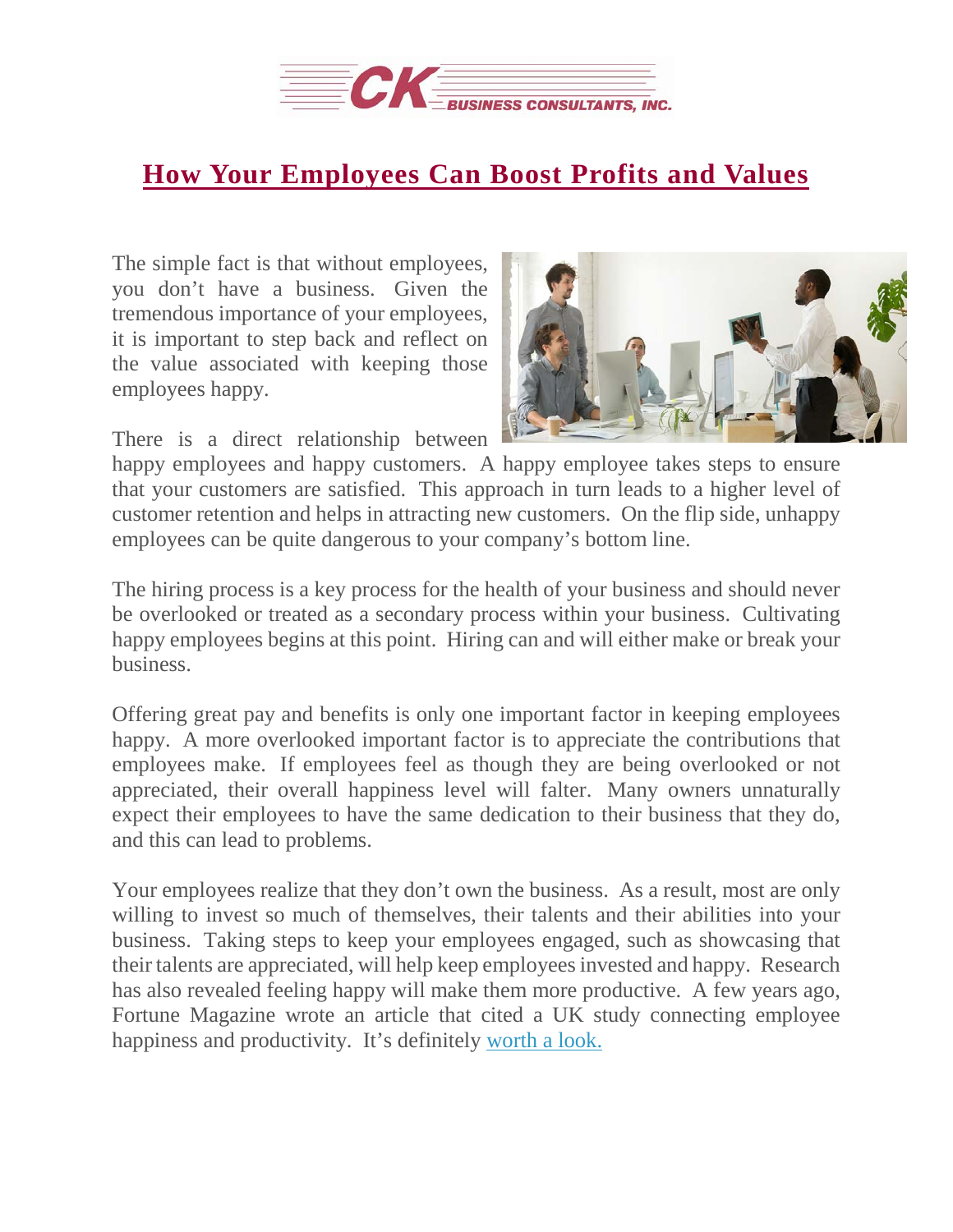# How Your Employees Can Boost Profits and Values

The simple fact is that without employees, you don't have a business. Given the tremendous importance of your employees, it is important to step back and reflect on the value associated with keeping those employees happy.

There is a direct relationship between happy employees and happy customers. A happy employee takes steps to ensure that your customers are satisfied. This approach in turn leads to a higher level of customer retention and helps in attracting new customers. On the flip side, unhappy employees can be quite dangerous to your company's bottom line.

The hiring process is a key process for the health of your business and should never be overlooked or treated as a secondary process within your business. Cultivating happy employees begins at this point. Hiring can and will either make or break your business.

Offering great pay and benefits is only one important factor in keeping employees happy. A more overlooked important factor is to appreciate the contributions that employees make. If employees feel as though they are being overlooked or not appreciated, their overall happiness level will falter. Many owners unnaturally expect their employees to have the same dedication to their business that they do, and this can lead to problems.

Your employees realize that they don't own the business. As a result, most are only willing to invest so much of themselves, their talents and their abilities into your business. Taking steps to keep your employees engaged, such as showcasing that their talents are appreciated, will help keep employees invested and happy. Research has also revealed feeling happy will make them more productive. A few years ago, Fortune Magazine wrote an article that cited a UK study connecting employee happiness and productivity. It's definitely worth a look.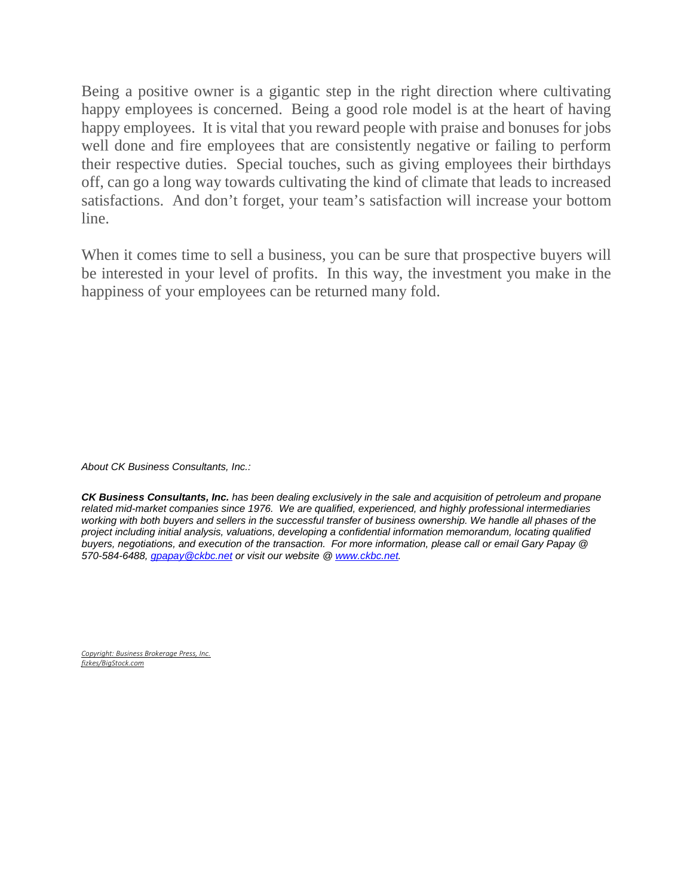Being a positive owner is a gigantic step in the right direction where cultivating happy employees is concerned. Being a good role model is at the heart of having happy employees. It is vital that you reward people with praise and bonuses for jobs well done and fire employees that are consistently negative or failing to perform their respective duties. Special touches, such as giving employees their birthdays off, can go a long way towards cultivating the kind of climate that leads to increased satisfactions. And don't forget, your team's satisfaction will increase your bottom line.

When it comes time to sell a business, you can be sure that prospective buyers will be interested in your level of profits. In this way, the investment you make in the happiness of your employees can be returned many fold.

*About CK Business Consultants, Inc.:*

***CK Business Consultants, Inc.*** *has been dealing exclusively in the sale and acquisition of petroleum and propane related mid-market companies since 1976. We are qualified, experienced, and highly professional intermediaries working with both buyers and sellers in the successful transfer of business ownership. We handle all phases of the project including initial analysis, valuations, developing a confidential information memorandum, locating qualified buyers, negotiations, and execution of the transaction. For more information, please call or email Gary Papay @ 570-584-6488, [gpapay@ckbc.net](mailto:gpapay@ckbc.net) or visit our website @ [www.ckbc.net](http://www.ckbc.net).*

*Copyright: Business Brokerage Press, Inc.*
*fizkes/BigStock.com*